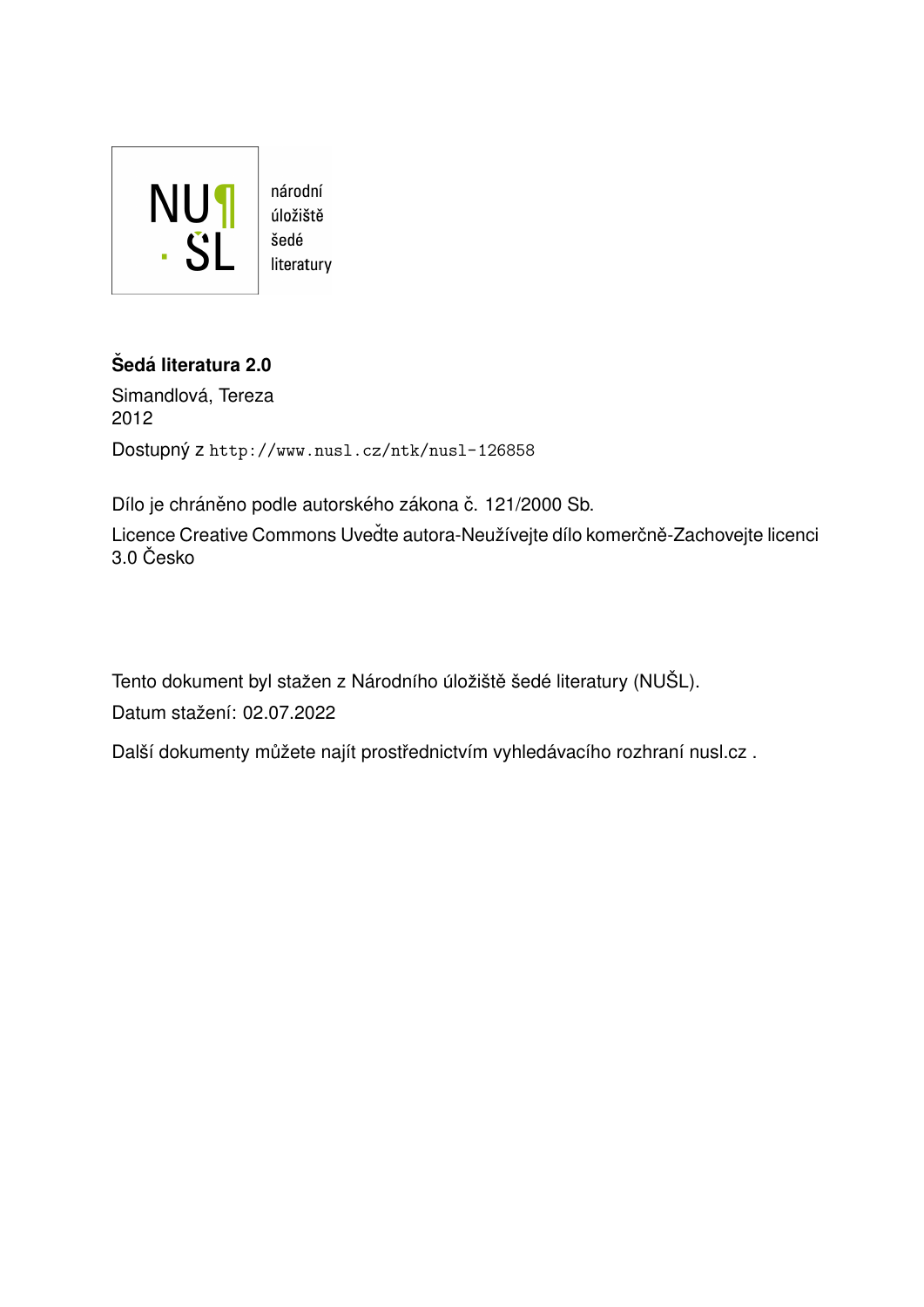NU¶
· ŠL

národní
úložiště
šedé
literatury

**Šedá literatura 2.0**

Simandlová, Tereza
2012

Dostupný z `http://www.nusl.cz/ntk/nusl-126858`

Dílo je chráněno podle autorského zákona č. 121/2000 Sb.

Licence Creative Commons Uveďte autora-Neužívejte dílo komerčně-Zachovejte licenci 3.0 Česko

Tento dokument byl stažen z Národního úložiště šedé literatury (NUŠL).

Datum stažení: 02.07.2022

Další dokumenty můžete najít prostřednictvím vyhledávacího rozhraní nusl.cz .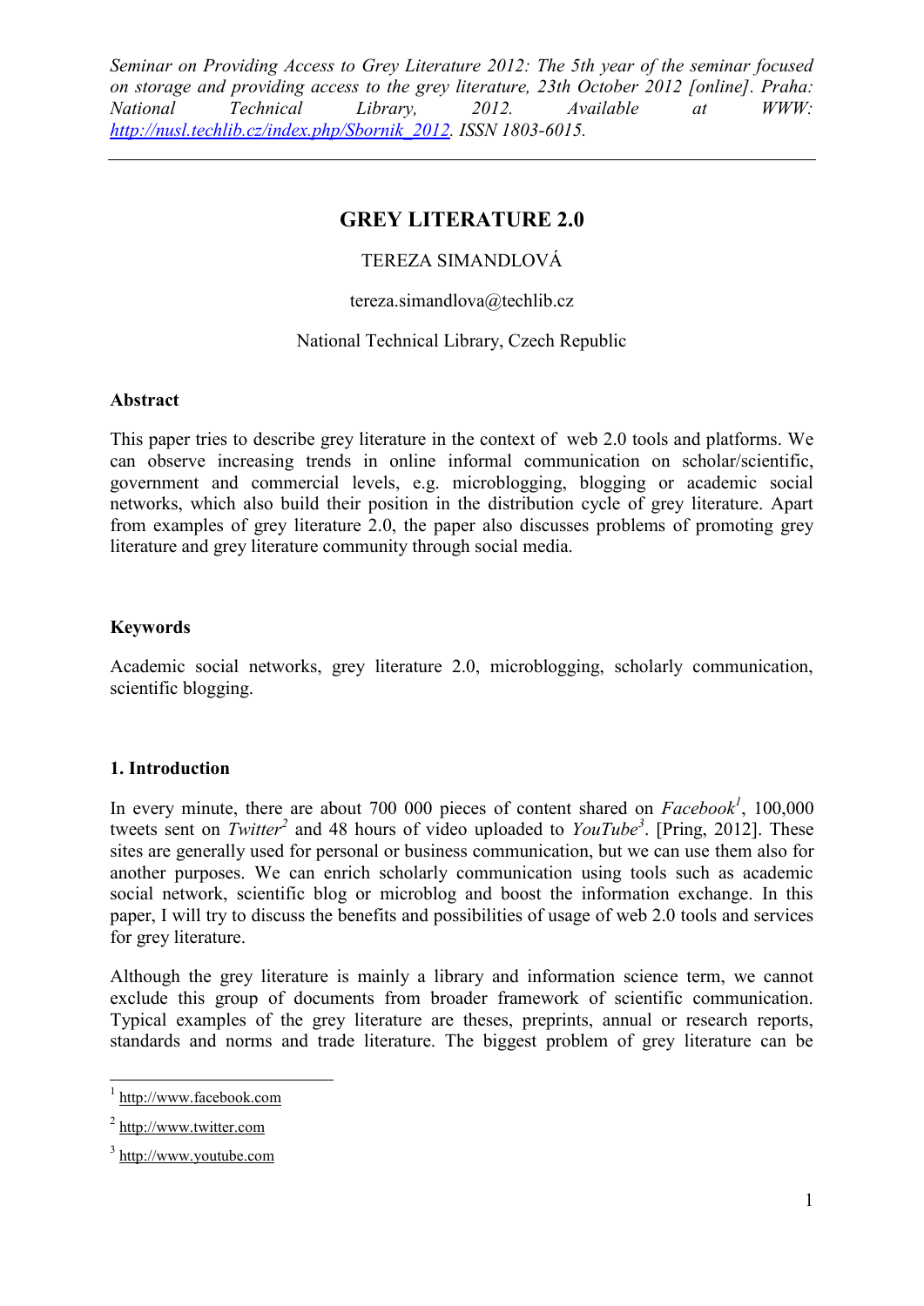Seminar on Providing Access to Grey Literature 2012: The 5th year of the seminar focused on storage and providing access to the grey literature, 23th October 2012 [online]. Praha: National Technical Library, 2012. Available at WWW: http://nusl.techlib.cz/index.php/Sbornik_2012. ISSN 1803-6015.

# GREY LITERATURE 2.0

TEREZA SIMANDLOVÁ

tereza.simandlova@techlib.cz

National Technical Library, Czech Republic

### Abstract

This paper tries to describe grey literature in the context of web 2.0 tools and platforms. We can observe increasing trends in online informal communication on scholar/scientific, government and commercial levels, e.g. microblogging, blogging or academic social networks, which also build their position in the distribution cycle of grey literature. Apart from examples of grey literature 2.0, the paper also discusses problems of promoting grey literature and grey literature community through social media.

### Keywords

Academic social networks, grey literature 2.0, microblogging, scholarly communication, scientific blogging.

### 1. Introduction

In every minute, there are about 700 000 pieces of content shared on *Facebook*[1], 100,000 tweets sent on *Twitter*[2] and 48 hours of video uploaded to *YouTube*[3]. [Pring, 2012]. These sites are generally used for personal or business communication, but we can use them also for another purposes. We can enrich scholarly communication using tools such as academic social network, scientific blog or microblog and boost the information exchange. In this paper, I will try to discuss the benefits and possibilities of usage of web 2.0 tools and services for grey literature.

Although the grey literature is mainly a library and information science term, we cannot exclude this group of documents from broader framework of scientific communication. Typical examples of the grey literature are theses, preprints, annual or research reports, standards and norms and trade literature. The biggest problem of grey literature can be

[1] http://www.facebook.com

[2] http://www.twitter.com

[3] http://www.youtube.com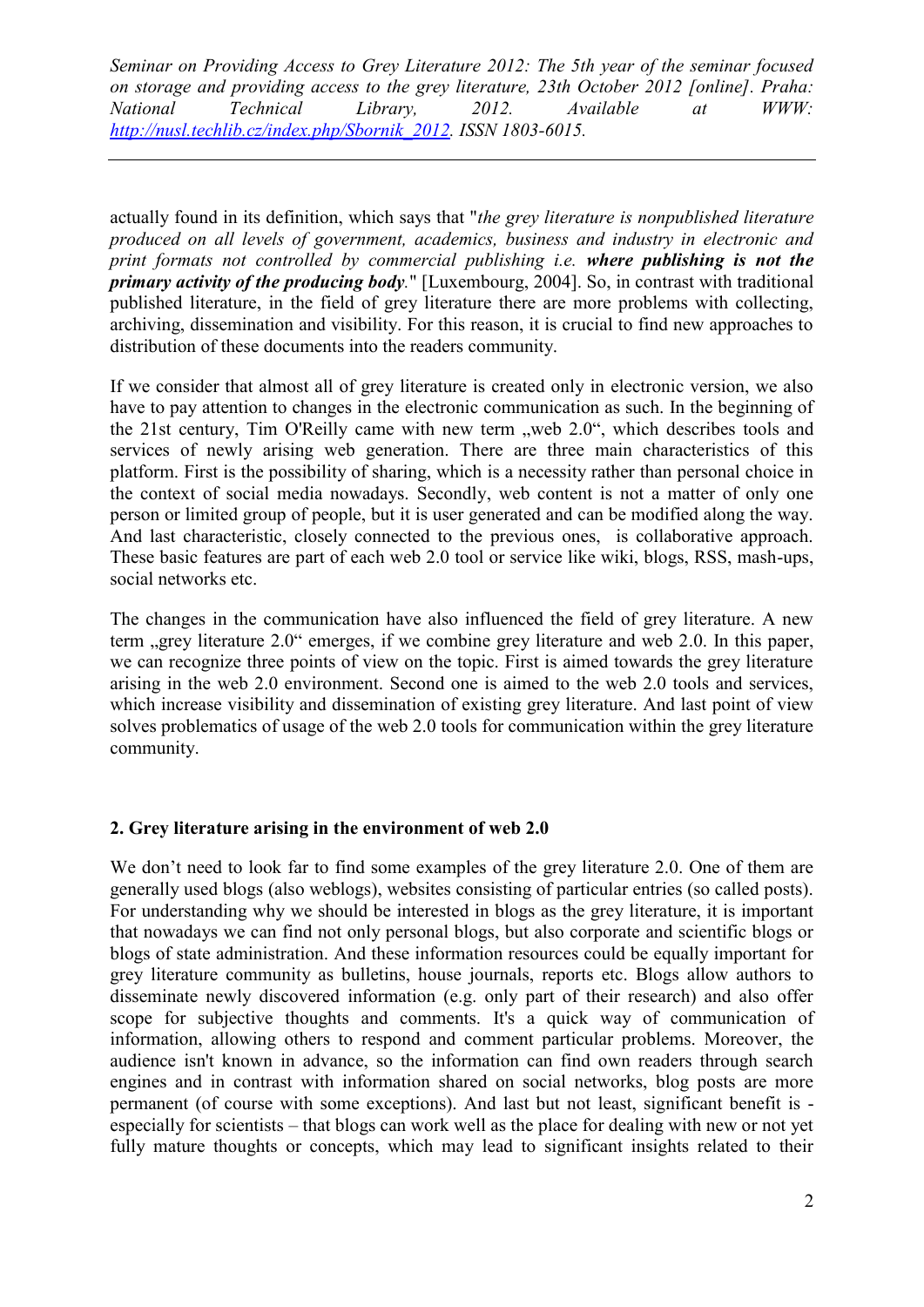actually found in its definition, which says that "*the grey literature is nonpublished literature produced on all levels of government, academics, business and industry in electronic and print formats not controlled by commercial publishing i.e.* ***where publishing is not the primary activity of the producing body*.**" [Luxembourg, 2004]. So, in contrast with traditional published literature, in the field of grey literature there are more problems with collecting, archiving, dissemination and visibility. For this reason, it is crucial to find new approaches to distribution of these documents into the readers community.

If we consider that almost all of grey literature is created only in electronic version, we also have to pay attention to changes in the electronic communication as such. In the beginning of the 21st century, Tim O'Reilly came with new term „web 2.0“, which describes tools and services of newly arising web generation. There are three main characteristics of this platform. First is the possibility of sharing, which is a necessity rather than personal choice in the context of social media nowadays. Secondly, web content is not a matter of only one person or limited group of people, but it is user generated and can be modified along the way. And last characteristic, closely connected to the previous ones, is collaborative approach. These basic features are part of each web 2.0 tool or service like wiki, blogs, RSS, mash-ups, social networks etc.

The changes in the communication have also influenced the field of grey literature. A new term „grey literature 2.0“ emerges, if we combine grey literature and web 2.0. In this paper, we can recognize three points of view on the topic. First is aimed towards the grey literature arising in the web 2.0 environment. Second one is aimed to the web 2.0 tools and services, which increase visibility and dissemination of existing grey literature. And last point of view solves problematics of usage of the web 2.0 tools for communication within the grey literature community.

## 2. Grey literature arising in the environment of web 2.0

We don't need to look far to find some examples of the grey literature 2.0. One of them are generally used blogs (also weblogs), websites consisting of particular entries (so called posts). For understanding why we should be interested in blogs as the grey literature, it is important that nowadays we can find not only personal blogs, but also corporate and scientific blogs or blogs of state administration. And these information resources could be equally important for grey literature community as bulletins, house journals, reports etc. Blogs allow authors to disseminate newly discovered information (e.g. only part of their research) and also offer scope for subjective thoughts and comments. It's a quick way of communication of information, allowing others to respond and comment particular problems. Moreover, the audience isn't known in advance, so the information can find own readers through search engines and in contrast with information shared on social networks, blog posts are more permanent (of course with some exceptions). And last but not least, significant benefit is - especially for scientists – that blogs can work well as the place for dealing with new or not yet fully mature thoughts or concepts, which may lead to significant insights related to their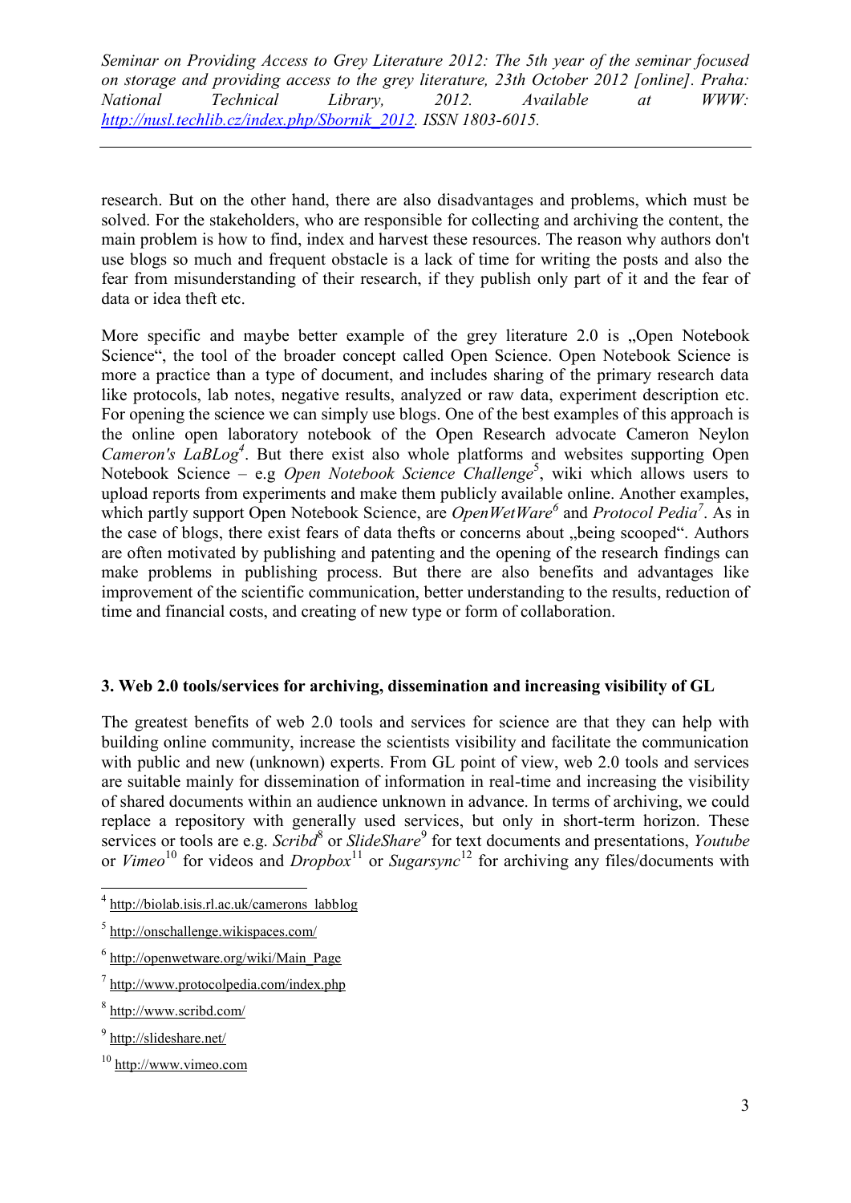research. But on the other hand, there are also disadvantages and problems, which must be solved. For the stakeholders, who are responsible for collecting and archiving the content, the main problem is how to find, index and harvest these resources. The reason why authors don't use blogs so much and frequent obstacle is a lack of time for writing the posts and also the fear from misunderstanding of their research, if they publish only part of it and the fear of data or idea theft etc.

More specific and maybe better example of the grey literature 2.0 is „Open Notebook Science", the tool of the broader concept called Open Science. Open Notebook Science is more a practice than a type of document, and includes sharing of the primary research data like protocols, lab notes, negative results, analyzed or raw data, experiment description etc. For opening the science we can simply use blogs. One of the best examples of this approach is the online open laboratory notebook of the Open Research advocate Cameron Neylon *Cameron's LaBLog*[4]. But there exist also whole platforms and websites supporting Open Notebook Science – e.g *Open Notebook Science Challenge*[5], wiki which allows users to upload reports from experiments and make them publicly available online. Another examples, which partly support Open Notebook Science, are *OpenWetWare*[6] and *Protocol Pedia*[7]. As in the case of blogs, there exist fears of data thefts or concerns about „being scooped". Authors are often motivated by publishing and patenting and the opening of the research findings can make problems in publishing process. But there are also benefits and advantages like improvement of the scientific communication, better understanding to the results, reduction of time and financial costs, and creating of new type or form of collaboration.

## 3. Web 2.0 tools/services for archiving, dissemination and increasing visibility of GL

The greatest benefits of web 2.0 tools and services for science are that they can help with building online community, increase the scientists visibility and facilitate the communication with public and new (unknown) experts. From GL point of view, web 2.0 tools and services are suitable mainly for dissemination of information in real-time and increasing the visibility of shared documents within an audience unknown in advance. In terms of archiving, we could replace a repository with generally used services, but only in short-term horizon. These services or tools are e.g. *Scribd*[8] or *SlideShare*[9] for text documents and presentations, *Youtube* or *Vimeo*[10] for videos and *Dropbox*[11] or *Sugarsync*[12] for archiving any files/documents with

---

[4] http://biolab.isis.rl.ac.uk/camerons_labblog

[5] http://onschallenge.wikispaces.com/

[6] http://openwetware.org/wiki/Main_Page

[7] http://www.protocolpedia.com/index.php

[8] http://www.scribd.com/

[9] http://slideshare.net/

[10] http://www.vimeo.com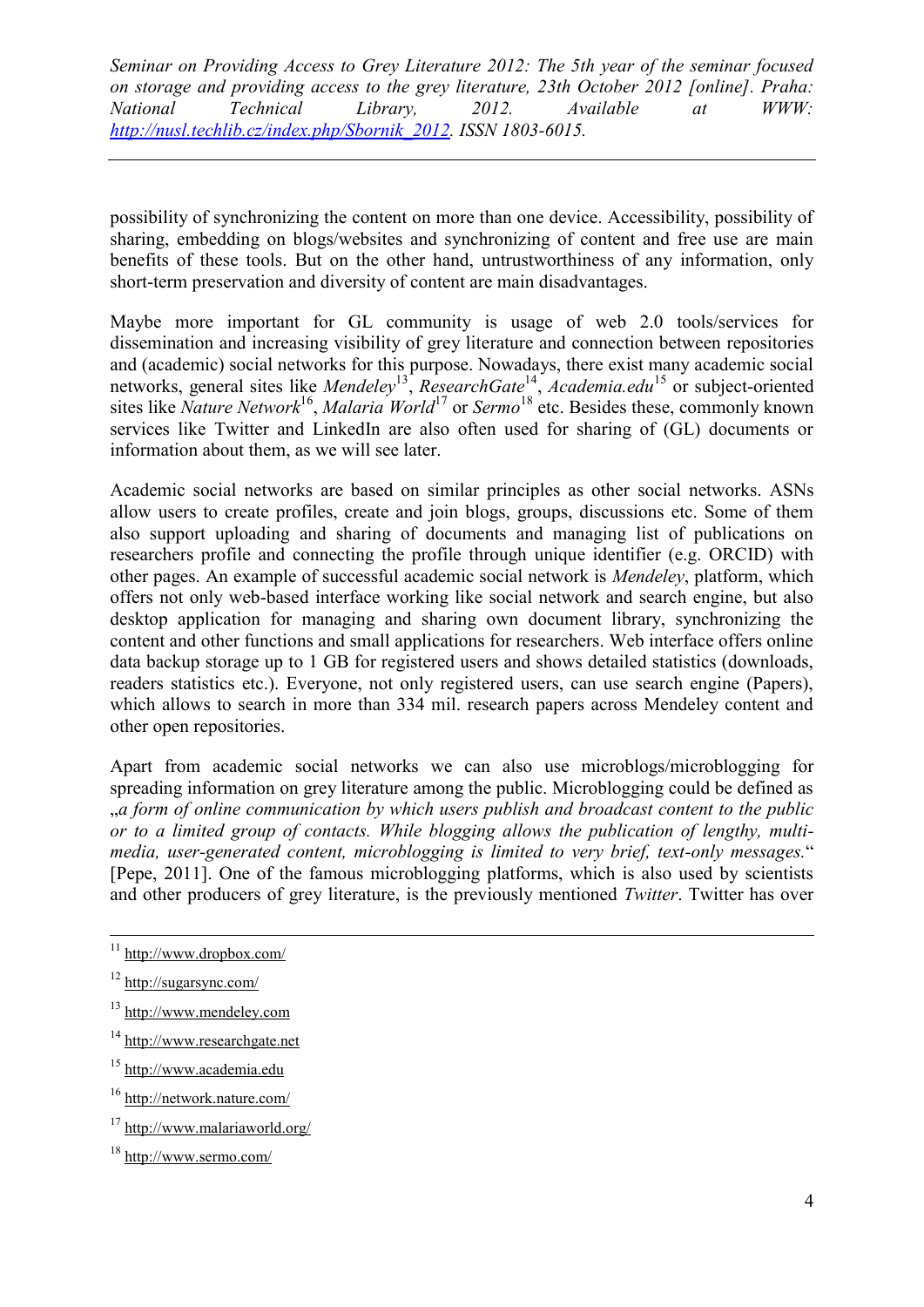possibility of synchronizing the content on more than one device. Accessibility, possibility of sharing, embedding on blogs/websites and synchronizing of content and free use are main benefits of these tools. But on the other hand, untrustworthiness of any information, only short-term preservation and diversity of content are main disadvantages.

Maybe more important for GL community is usage of web 2.0 tools/services for dissemination and increasing visibility of grey literature and connection between repositories and (academic) social networks for this purpose. Nowadays, there exist many academic social networks, general sites like *Mendeley*[13], *ResearchGate*[14], *Academia.edu*[15] or subject-oriented sites like *Nature Network*[16], *Malaria World*[17] or *Sermo*[18] etc. Besides these, commonly known services like Twitter and LinkedIn are also often used for sharing of (GL) documents or information about them, as we will see later.

Academic social networks are based on similar principles as other social networks. ASNs allow users to create profiles, create and join blogs, groups, discussions etc. Some of them also support uploading and sharing of documents and managing list of publications on researchers profile and connecting the profile through unique identifier (e.g. ORCID) with other pages. An example of successful academic social network is *Mendeley*, platform, which offers not only web-based interface working like social network and search engine, but also desktop application for managing and sharing own document library, synchronizing the content and other functions and small applications for researchers. Web interface offers online data backup storage up to 1 GB for registered users and shows detailed statistics (downloads, readers statistics etc.). Everyone, not only registered users, can use search engine (Papers), which allows to search in more than 334 mil. research papers across Mendeley content and other open repositories.

Apart from academic social networks we can also use microblogs/microblogging for spreading information on grey literature among the public. Microblogging could be defined as „*a form of online communication by which users publish and broadcast content to the public or to a limited group of contacts. While blogging allows the publication of lengthy, multi-media, user-generated content, microblogging is limited to very brief, text-only messages.*" [Pepe, 2011]. One of the famous microblogging platforms, which is also used by scientists and other producers of grey literature, is the previously mentioned *Twitter*. Twitter has over

---

[11] http://www.dropbox.com/

[12] http://sugarsync.com/

[13] http://www.mendeley.com

[14] http://www.researchgate.net

[15] http://www.academia.edu

[16] http://network.nature.com/

[17] http://www.malariaworld.org/

[18] http://www.sermo.com/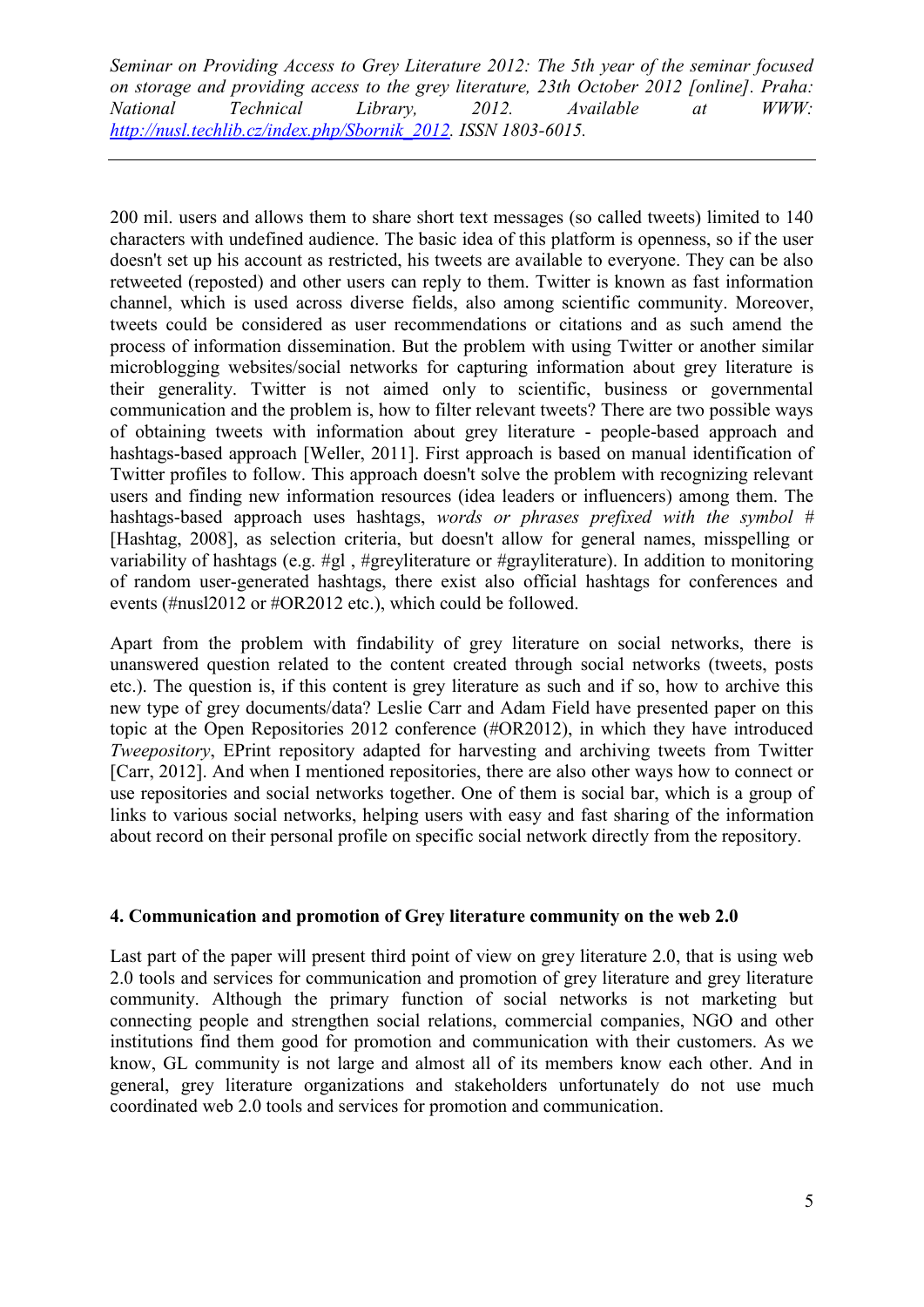200 mil. users and allows them to share short text messages (so called tweets) limited to 140 characters with undefined audience. The basic idea of this platform is openness, so if the user doesn't set up his account as restricted, his tweets are available to everyone. They can be also retweeted (reposted) and other users can reply to them. Twitter is known as fast information channel, which is used across diverse fields, also among scientific community. Moreover, tweets could be considered as user recommendations or citations and as such amend the process of information dissemination. But the problem with using Twitter or another similar microblogging websites/social networks for capturing information about grey literature is their generality. Twitter is not aimed only to scientific, business or governmental communication and the problem is, how to filter relevant tweets? There are two possible ways of obtaining tweets with information about grey literature - people-based approach and hashtags-based approach [Weller, 2011]. First approach is based on manual identification of Twitter profiles to follow. This approach doesn't solve the problem with recognizing relevant users and finding new information resources (idea leaders or influencers) among them. The hashtags-based approach uses hashtags, *words or phrases prefixed with the symbol #* [Hashtag, 2008], as selection criteria, but doesn't allow for general names, misspelling or variability of hashtags (e.g. #gl , #greyliterature or #grayliterature). In addition to monitoring of random user-generated hashtags, there exist also official hashtags for conferences and events (#nusl2012 or #OR2012 etc.), which could be followed.

Apart from the problem with findability of grey literature on social networks, there is unanswered question related to the content created through social networks (tweets, posts etc.). The question is, if this content is grey literature as such and if so, how to archive this new type of grey documents/data? Leslie Carr and Adam Field have presented paper on this topic at the Open Repositories 2012 conference (#OR2012), in which they have introduced *Tweepository*, EPrint repository adapted for harvesting and archiving tweets from Twitter [Carr, 2012]. And when I mentioned repositories, there are also other ways how to connect or use repositories and social networks together. One of them is social bar, which is a group of links to various social networks, helping users with easy and fast sharing of the information about record on their personal profile on specific social network directly from the repository.

## 4. Communication and promotion of Grey literature community on the web 2.0

Last part of the paper will present third point of view on grey literature 2.0, that is using web 2.0 tools and services for communication and promotion of grey literature and grey literature community. Although the primary function of social networks is not marketing but connecting people and strengthen social relations, commercial companies, NGO and other institutions find them good for promotion and communication with their customers. As we know, GL community is not large and almost all of its members know each other. And in general, grey literature organizations and stakeholders unfortunately do not use much coordinated web 2.0 tools and services for promotion and communication.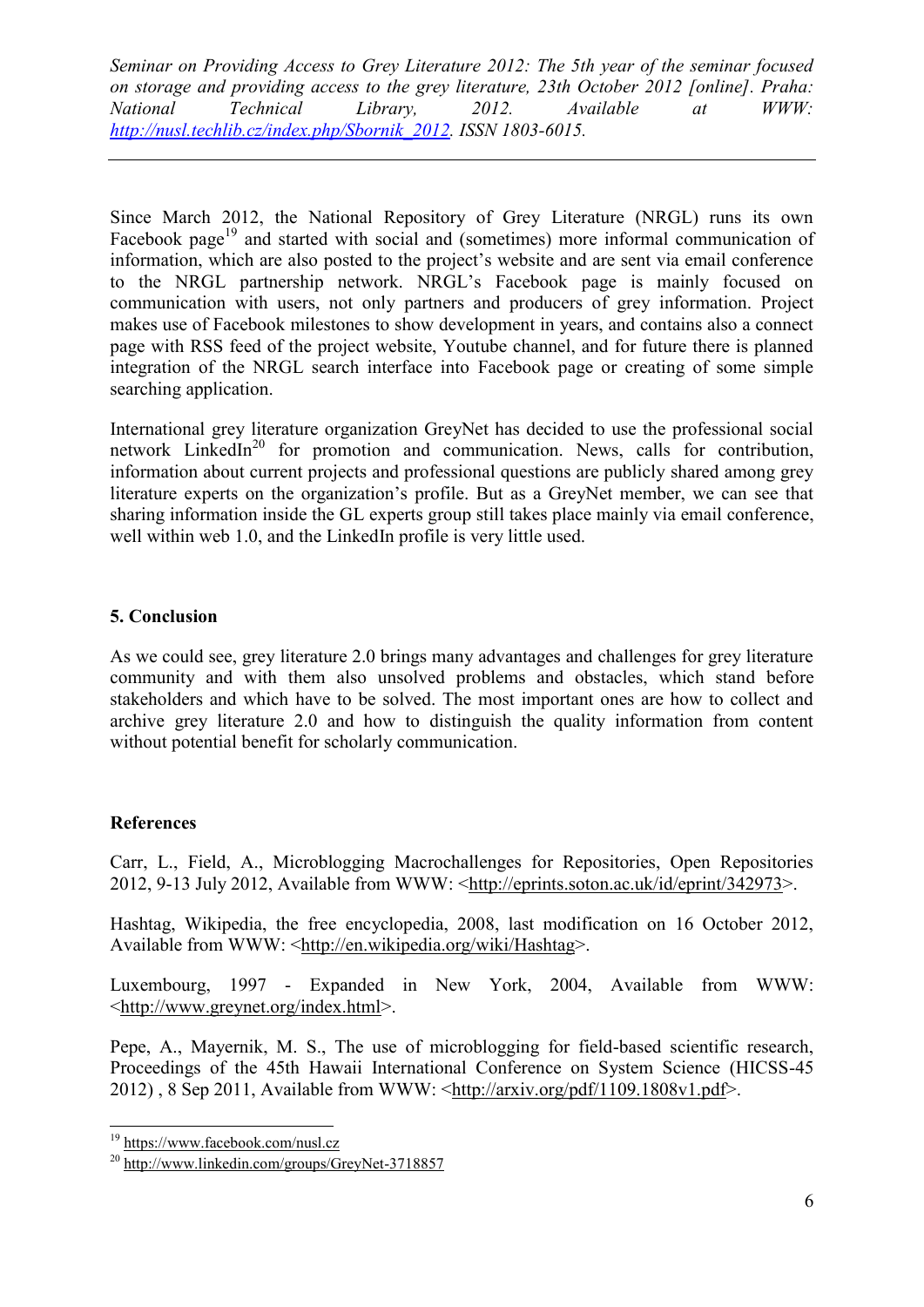Since March 2012, the National Repository of Grey Literature (NRGL) runs its own Facebook page[19] and started with social and (sometimes) more informal communication of information, which are also posted to the project's website and are sent via email conference to the NRGL partnership network. NRGL's Facebook page is mainly focused on communication with users, not only partners and producers of grey information. Project makes use of Facebook milestones to show development in years, and contains also a connect page with RSS feed of the project website, Youtube channel, and for future there is planned integration of the NRGL search interface into Facebook page or creating of some simple searching application.

International grey literature organization GreyNet has decided to use the professional social network LinkedIn[20] for promotion and communication. News, calls for contribution, information about current projects and professional questions are publicly shared among grey literature experts on the organization's profile. But as a GreyNet member, we can see that sharing information inside the GL experts group still takes place mainly via email conference, well within web 1.0, and the LinkedIn profile is very little used.

## 5. Conclusion

As we could see, grey literature 2.0 brings many advantages and challenges for grey literature community and with them also unsolved problems and obstacles, which stand before stakeholders and which have to be solved. The most important ones are how to collect and archive grey literature 2.0 and how to distinguish the quality information from content without potential benefit for scholarly communication.

## References

Carr, L., Field, A., Microblogging Macrochallenges for Repositories, Open Repositories 2012, 9-13 July 2012, Available from WWW: <http://eprints.soton.ac.uk/id/eprint/342973>.

Hashtag, Wikipedia, the free encyclopedia, 2008, last modification on 16 October 2012, Available from WWW: <http://en.wikipedia.org/wiki/Hashtag>.

Luxembourg, 1997 - Expanded in New York, 2004, Available from WWW: <http://www.greynet.org/index.html>.

Pepe, A., Mayernik, M. S., The use of microblogging for field-based scientific research, Proceedings of the 45th Hawaii International Conference on System Science (HICSS-45 2012) , 8 Sep 2011, Available from WWW: <http://arxiv.org/pdf/1109.1808v1.pdf>.

[19] https://www.facebook.com/nusl.cz

[20] http://www.linkedin.com/groups/GreyNet-3718857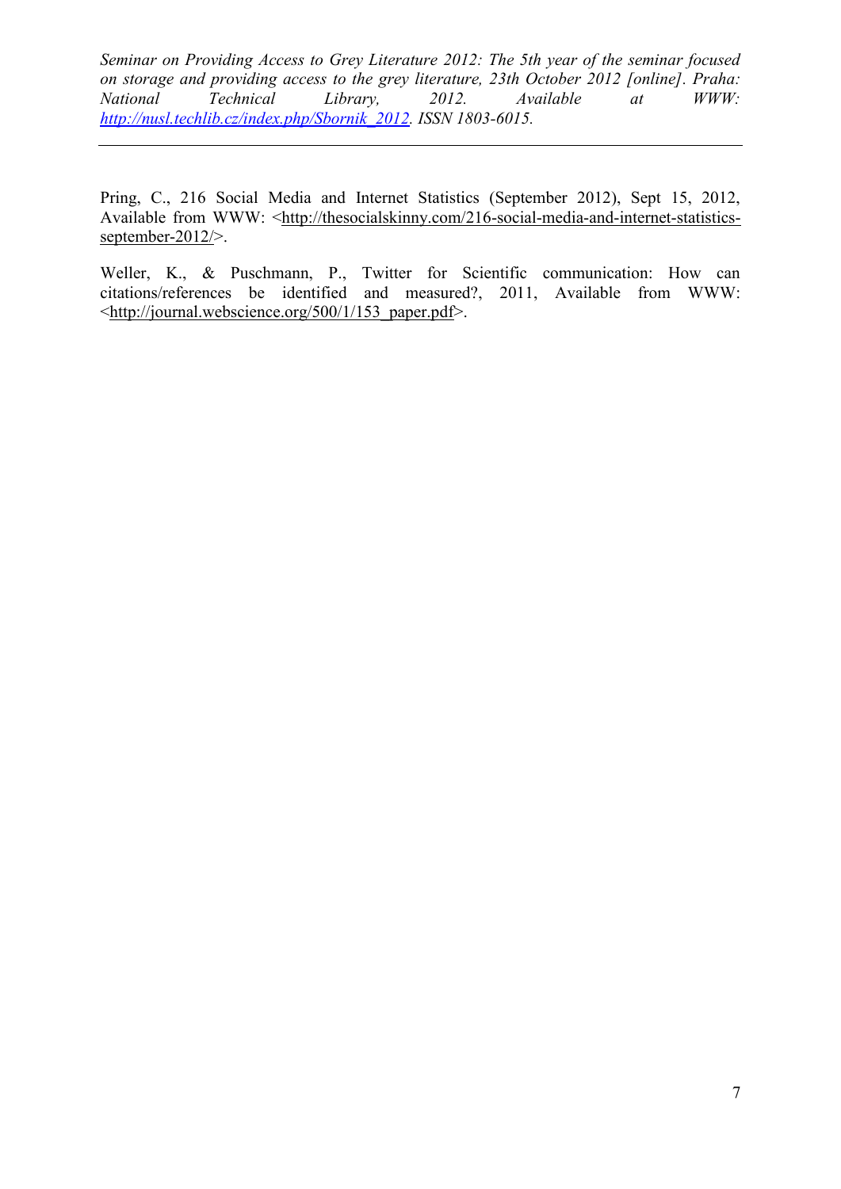Pring, C., 216 Social Media and Internet Statistics (September 2012), Sept 15, 2012, Available from WWW: <http://thesocialskinny.com/216-social-media-and-internet-statistics-september-2012/>.

Weller, K., & Puschmann, P., Twitter for Scientific communication: How can citations/references be identified and measured?, 2011, Available from WWW: <http://journal.webscience.org/500/1/153_paper.pdf>.